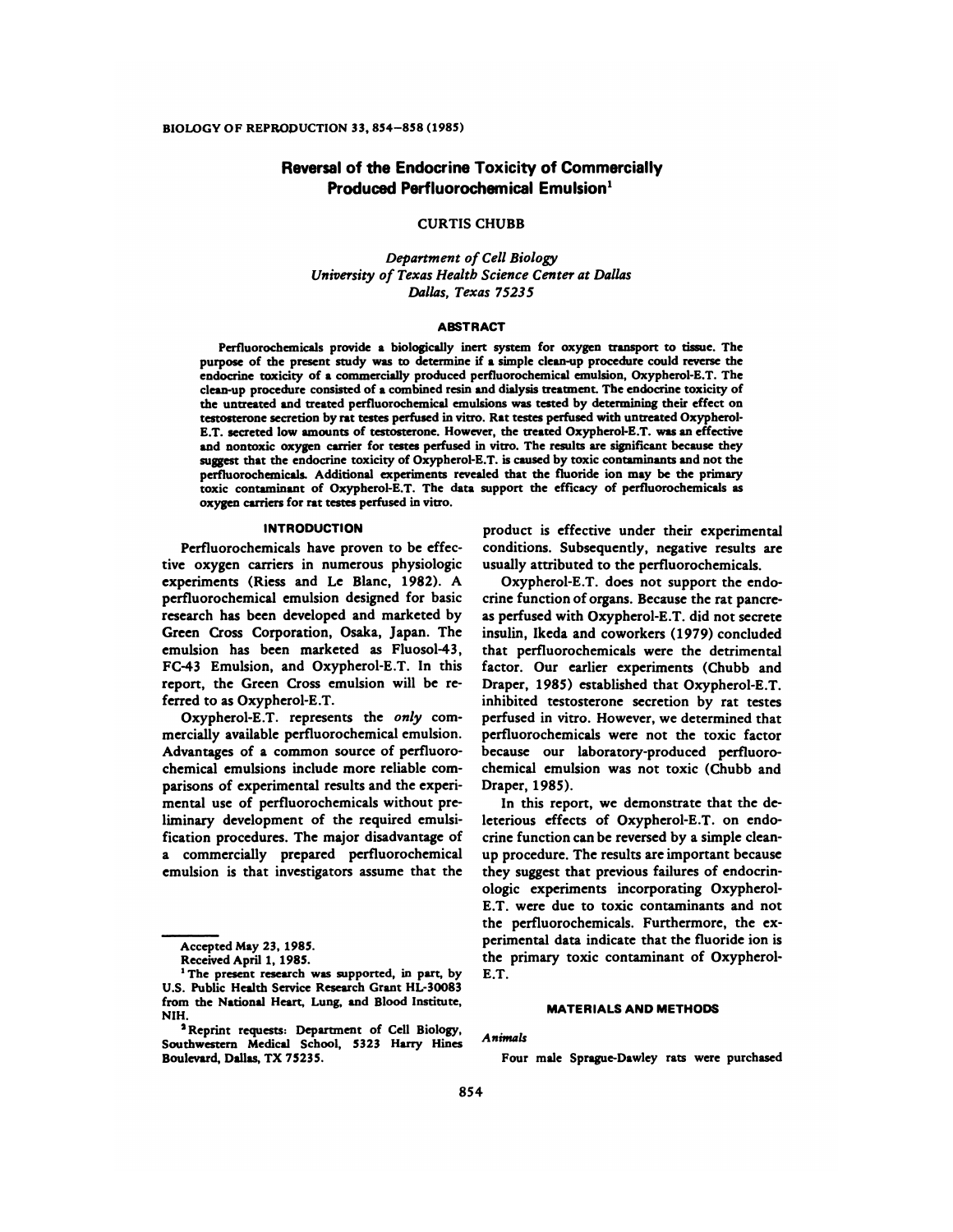# Reversal of the Endocrine Toxicity of Commercially Produced Perfluorochemical Emulsion[1]

CURTIS CHUBB

*Department of Cell Biology*
*University of Texas Health Science Center at Dallas*
*Dallas, Texas 75235*

## ABSTRACT

Perfluorochemicals provide a biologically inert system for oxygen transport to tissue. The purpose of the present study was to determine if a simple clean-up procedure could reverse the endocrine toxicity of a commercially produced perfluorochemical emulsion, Oxypherol-E.T. The clean-up procedure consisted of a combined resin and dialysis treatment. The endocrine toxicity of the untreated and treated perfluorochemical emulsions was tested by determining their effect on testosterone secretion by rat testes perfused in vitro. Rat testes perfused with untreated Oxypherol-E.T. secreted low amounts of testosterone. However, the treated Oxypherol-E.T. was an effective and nontoxic oxygen carrier for testes perfused in vitro. The results are significant because they suggest that the endocrine toxicity of Oxypherol-E.T. is caused by toxic contaminants and not the perfluorochemicals. Additional experiments revealed that the fluoride ion may be the primary toxic contaminant of Oxypherol-E.T. The data support the efficacy of perfluorochemicals as oxygen carriers for rat testes perfused in vitro.

## INTRODUCTION

Perfluorochemicals have proven to be effective oxygen carriers in numerous physiologic experiments (Riess and Le Blanc, 1982). A perfluorochemical emulsion designed for basic research has been developed and marketed by Green Cross Corporation, Osaka, Japan. The emulsion has been marketed as Fluosol-43, FC-43 Emulsion, and Oxypherol-E.T. In this report, the Green Cross emulsion will be referred to as Oxypherol-E.T.

Oxypherol-E.T. represents the *only* commercially available perfluorochemical emulsion. Advantages of a common source of perfluorochemical emulsions include more reliable comparisons of experimental results and the experimental use of perfluorochemicals without preliminary development of the required emulsification procedures. The major disadvantage of a commercially prepared perfluorochemical emulsion is that investigators assume that the product is effective under their experimental conditions. Subsequently, negative results are usually attributed to the perfluorochemicals.

Oxypherol-E.T. does not support the endocrine function of organs. Because the rat pancreas perfused with Oxypherol-E.T. did not secrete insulin, Ikeda and coworkers (1979) concluded that perfluorochemicals were the detrimental factor. Our earlier experiments (Chubb and Draper, 1985) established that Oxypherol-E.T. inhibited testosterone secretion by rat testes perfused in vitro. However, we determined that perfluorochemicals were not the toxic factor because our laboratory-produced perfluorochemical emulsion was not toxic (Chubb and Draper, 1985).

In this report, we demonstrate that the deleterious effects of Oxypherol-E.T. on endocrine function can be reversed by a simple clean-up procedure. The results are important because they suggest that previous failures of endocrinologic experiments incorporating Oxypherol-E.T. were due to toxic contaminants and not the perfluorochemicals. Furthermore, the experimental data indicate that the fluoride ion is the primary toxic contaminant of Oxypherol-E.T.

## MATERIALS AND METHODS

### *Animals*

Four male Sprague-Dawley rats were purchased

---

Accepted May 23, 1985.

Received April 1, 1985.

[1] The present research was supported, in part, by U.S. Public Health Service Research Grant HL-30083 from the National Heart, Lung, and Blood Institute, NIH.

[2] Reprint requests: Department of Cell Biology, Southwestern Medical School, 5323 Harry Hines Boulevard, Dallas, TX 75235.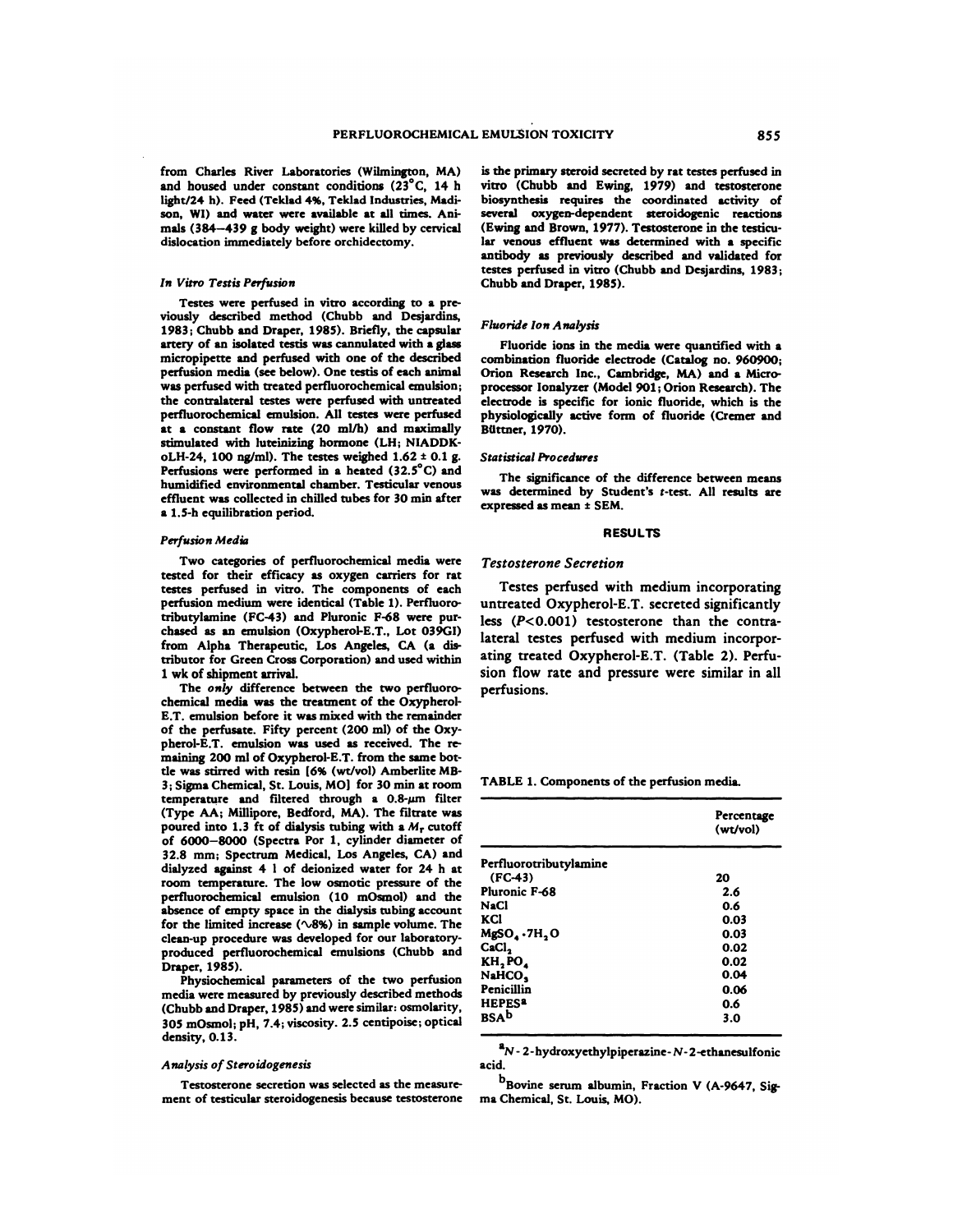from Charles River Laboratories (Wilmington, MA) and housed under constant conditions (23°C, 14 h light/24 h). Feed (Teklad 4%, Teklad Industries, Madison, WI) and water were available at all times. Animals (384–439 g body weight) were killed by cervical dislocation immediately before orchidectomy.

### *In Vitro Testis Perfusion*

Testes were perfused in vitro according to a previously described method (Chubb and Desjardins, 1983; Chubb and Draper, 1985). Briefly, the capsular artery of an isolated testis was cannulated with a glass micropipette and perfused with one of the described perfusion media (see below). One testis of each animal was perfused with treated perfluorochemical emulsion; the contralateral testes were perfused with untreated perfluorochemical emulsion. All testes were perfused at a constant flow rate (20 ml/h) and maximally stimulated with luteinizing hormone (LH; NIADDK-oLH-24, 100 ng/ml). The testes weighed 1.62 ± 0.1 g. Perfusions were performed in a heated (32.5°C) and humidified environmental chamber. Testicular venous effluent was collected in chilled tubes for 30 min after a 1.5-h equilibration period.

### *Perfusion Media*

Two categories of perfluorochemical media were tested for their efficacy as oxygen carriers for rat testes perfused in vitro. The components of each perfusion medium were identical (Table 1). Perfluorotributylamine (FC-43) and Pluronic F-68 were purchased as an emulsion (Oxypherol-E.T., Lot 039GI) from Alpha Therapeutic, Los Angeles, CA (a distributor for Green Cross Corporation) and used within 1 wk of shipment arrival.

The *only* difference between the two perfluorochemical media was the treatment of the Oxypherol-E.T. emulsion before it was mixed with the remainder of the perfusate. Fifty percent (200 ml) of the Oxypherol-E.T. emulsion was used as received. The remaining 200 ml of Oxypherol-E.T. from the same bottle was stirred with resin [6% (wt/vol) Amberlite MB-3; Sigma Chemical, St. Louis, MO] for 30 min at room temperature and filtered through a 0.8-μm filter (Type AA; Millipore, Bedford, MA). The filtrate was poured into 1.3 ft of dialysis tubing with a $M_r$ cutoff of 6000–8000 (Spectra Por 1, cylinder diameter of 32.8 mm; Spectrum Medical, Los Angeles, CA) and dialyzed against 4 l of deionized water for 24 h at room temperature. The low osmotic pressure of the perfluorochemical emulsion (10 mOsmol) and the absence of empty space in the dialysis tubing account for the limited increase (~8%) in sample volume. The clean-up procedure was developed for our laboratory-produced perfluorochemical emulsions (Chubb and Draper, 1985).

Physiochemical parameters of the two perfusion media were measured by previously described methods (Chubb and Draper, 1985) and were similar: osmolarity, 305 mOsmol; pH, 7.4; viscosity. 2.5 centipoise; optical density, 0.13.

### *Analysis of Steroidogenesis*

Testosterone secretion was selected as the measurement of testicular steroidogenesis because testosterone is the primary steroid secreted by rat testes perfused in vitro (Chubb and Ewing, 1979) and testosterone biosynthesis requires the coordinated activity of several oxygen-dependent steroidogenic reactions (Ewing and Brown, 1977). Testosterone in the testicular venous effluent was determined with a specific antibody as previously described and validated for testes perfused in vitro (Chubb and Desjardins, 1983; Chubb and Draper, 1985).

### *Fluoride Ion Analysis*

Fluoride ions in the media were quantified with a combination fluoride electrode (Catalog no. 960900; Orion Research Inc., Cambridge, MA) and a Microprocessor Ionalyzer (Model 901; Orion Research). The electrode is specific for ionic fluoride, which is the physiologically active form of fluoride (Cremer and Büttner, 1970).

### *Statistical Procedures*

The significance of the difference between means was determined by Student's *t*-test. All results are expressed as mean ± SEM.

## RESULTS

### *Testosterone Secretion*

Testes perfused with medium incorporating untreated Oxypherol-E.T. secreted significantly less ($P<0.001$) testosterone than the contralateral testes perfused with medium incorporating treated Oxypherol-E.T. (Table 2). Perfusion flow rate and pressure were similar in all perfusions.

TABLE 1. Components of the perfusion media.

| | Percentage (wt/vol) |
|---|---|
| Perfluorotributylamine (FC-43) | 20 |
| Pluronic F-68 | 2.6 |
| NaCl | 0.6 |
| KCl | 0.03 |
| $MgSO_4 \cdot 7H_2O$ | 0.03 |
| $CaCl_2$ | 0.02 |
| $KH_2PO_4$ | 0.02 |
| $NaHCO_3$ | 0.04 |
| Penicillin | 0.06 |
| HEPES[a] | 0.6 |
| BSA[b] | 3.0 |

[a] N-2-hydroxyethylpiperazine-N-2-ethanesulfonic acid.

[b] Bovine serum albumin, Fraction V (A-9647, Sigma Chemical, St. Louis, MO).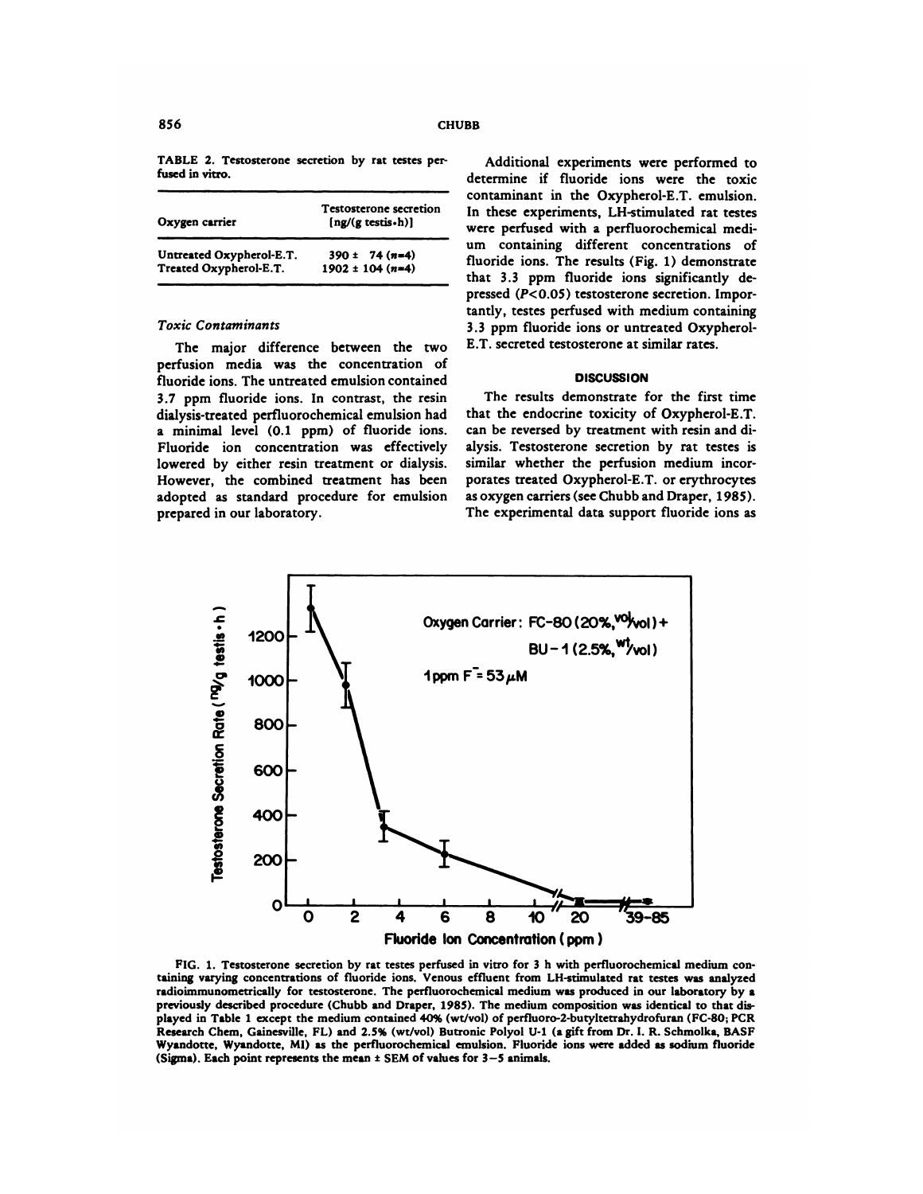TABLE 2. Testosterone secretion by rat testes perfused in vitro.

| Oxygen carrier | Testosterone secretion [ng/(g testis·h)] |
| --- | --- |
| Untreated Oxypherol-E.T. | 390 ± 74 ($n$=4) |
| Treated Oxypherol-E.T. | 1902 ± 104 ($n$=4) |

### *Toxic Contaminants*

The major difference between the two perfusion media was the concentration of fluoride ions. The untreated emulsion contained 3.7 ppm fluoride ions. In contrast, the resin dialysis-treated perfluorochemical emulsion had a minimal level (0.1 ppm) of fluoride ions. Fluoride ion concentration was effectively lowered by either resin treatment or dialysis. However, the combined treatment has been adopted as standard procedure for emulsion prepared in our laboratory.

Additional experiments were performed to determine if fluoride ions were the toxic contaminant in the Oxypherol-E.T. emulsion. In these experiments, LH-stimulated rat testes were perfused with a perfluorochemical medium containing different concentrations of fluoride ions. The results (Fig. 1) demonstrate that 3.3 ppm fluoride ions significantly depressed ($P<0.05$) testosterone secretion. Importantly, testes perfused with medium containing 3.3 ppm fluoride ions or untreated Oxypherol-E.T. secreted testosterone at similar rates.

## DISCUSSION

The results demonstrate for the first time that the endocrine toxicity of Oxypherol-E.T. can be reversed by treatment with resin and dialysis. Testosterone secretion by rat testes is similar whether the perfusion medium incorporates treated Oxypherol-E.T. or erythrocytes as oxygen carriers (see Chubb and Draper, 1985). The experimental data support fluoride ions as

FIG. 1. Testosterone secretion by rat testes perfused in vitro for 3 h with perfluorochemical medium containing varying concentrations of fluoride ions. Venous effluent from LH-stimulated rat testes was analyzed radioimmunometrically for testosterone. The perfluorochemical medium was produced in our laboratory by a previously described procedure (Chubb and Draper, 1985). The medium composition was identical to that displayed in Table 1 except the medium contained 40% (wt/vol) of perfluoro-2-butyltetrahydrofuran (FC-80; PCR Research Chem, Gainesville, FL) and 2.5% (wt/vol) Butronic Polyol U-1 (a gift from Dr. I. R. Schmolka, BASF Wyandotte, Wyandotte, MI) as the perfluorochemical emulsion. Fluoride ions were added as sodium fluoride (Sigma). Each point represents the mean ± SEM of values for 3–5 animals.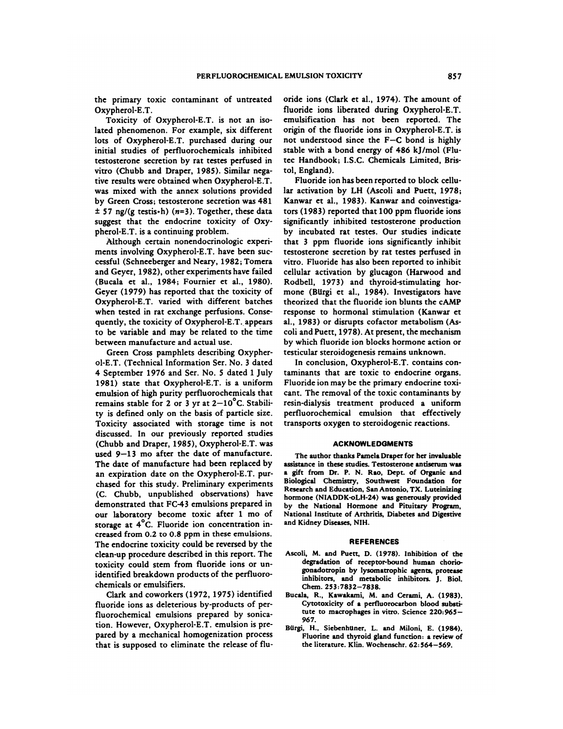the primary toxic contaminant of untreated Oxypherol-E.T.

Toxicity of Oxypherol-E.T. is not an isolated phenomenon. For example, six different lots of Oxypherol-E.T. purchased during our initial studies of perfluorochemicals inhibited testosterone secretion by rat testes perfused in vitro (Chubb and Draper, 1985). Similar negative results were obtained when Oxypherol-E.T. was mixed with the annex solutions provided by Green Cross; testosterone secretion was 481 ± 57 ng/(g testis•h) ($n$=3). Together, these data suggest that the endocrine toxicity of Oxypherol-E.T. is a continuing problem.

Although certain nonendocrinologic experiments involving Oxypherol-E.T. have been successful (Schneeberger and Neary, 1982; Tomera and Geyer, 1982), other experiments have failed (Bucala et al., 1984; Fournier et al., 1980). Geyer (1979) has reported that the toxicity of Oxypherol-E.T. varied with different batches when tested in rat exchange perfusions. Consequently, the toxicity of Oxypherol-E.T. appears to be variable and may be related to the time between manufacture and actual use.

Green Cross pamphlets describing Oxypherol-E.T. (Technical Information Ser. No. 3 dated 4 September 1976 and Ser. No. 5 dated 1 July 1981) state that Oxypherol-E.T. is a uniform emulsion of high purity perfluorochemicals that remains stable for 2 or 3 yr at 2–10°C. Stability is defined only on the basis of particle size. Toxicity associated with storage time is not discussed. In our previously reported studies (Chubb and Draper, 1985), Oxypherol-E.T. was used 9–13 mo after the date of manufacture. The date of manufacture had been replaced by an expiration date on the Oxypherol-E.T. purchased for this study. Preliminary experiments (C. Chubb, unpublished observations) have demonstrated that FC-43 emulsions prepared in our laboratory become toxic after 1 mo of storage at 4°C. Fluoride ion concentration increased from 0.2 to 0.8 ppm in these emulsions. The endocrine toxicity could be reversed by the clean-up procedure described in this report. The toxicity could stem from fluoride ions or unidentified breakdown products of the perfluorochemicals or emulsifiers.

Clark and coworkers (1972, 1975) identified fluoride ions as deleterious by-products of perfluorochemical emulsions prepared by sonication. However, Oxypherol-E.T. emulsion is prepared by a mechanical homogenization process that is supposed to eliminate the release of fluoride ions (Clark et al., 1974). The amount of fluoride ions liberated during Oxypherol-E.T. emulsification has not been reported. The origin of the fluoride ions in Oxypherol-E.T. is not understood since the F–C bond is highly stable with a bond energy of 486 kJ/mol (Flutec Handbook; I.S.C. Chemicals Limited, Bristol, England).

Fluoride ion has been reported to block cellular activation by LH (Ascoli and Puett, 1978; Kanwar et al., 1983). Kanwar and coinvestigators (1983) reported that 100 ppm fluoride ions significantly inhibited testosterone production by incubated rat testes. Our studies indicate that 3 ppm fluoride ions significantly inhibit testosterone secretion by rat testes perfused in vitro. Fluoride has also been reported to inhibit cellular activation by glucagon (Harwood and Rodbell, 1973) and thyroid-stimulating hormone (Bürgi et al., 1984). Investigators have theorized that the fluoride ion blunts the cAMP response to hormonal stimulation (Kanwar et al., 1983) or disrupts cofactor metabolism (Ascoli and Puett, 1978). At present, the mechanism by which fluoride ion blocks hormone action or testicular steroidogenesis remains unknown.

In conclusion, Oxypherol-E.T. contains contaminants that are toxic to endocrine organs. Fluoride ion may be the primary endocrine toxicant. The removal of the toxic contaminants by resin-dialysis treatment produced a uniform perfluorochemical emulsion that effectively transports oxygen to steroidogenic reactions.

## ACKNOWLEDGMENTS

The author thanks Pamela Draper for her invaluable assistance in these studies. Testosterone antiserum was a gift from Dr. P. N. Rao, Dept. of Organic and Biological Chemistry, Southwest Foundation for Research and Education, San Antonio, TX. Luteinizing hormone (NIADDK-oLH-24) was generously provided by the National Hormone and Pituitary Program, National Institute of Arthritis, Diabetes and Digestive and Kidney Diseases, NIH.

## REFERENCES

Ascoli, M. and Puett, D. (1978). Inhibition of the degradation of receptor-bound human choriogonadotropin by lysomatrophic agents, protease inhibitors, and metabolic inhibitors. J. Biol. Chem. 253:7832–7838.

Bucala, R., Kawakami, M. and Cerami, A. (1983). Cytotoxicity of a perfluorocarbon blood substitute to macrophages in vitro. Science 220:965–967.

Bürgi, H., Siebenhüner, L. and Miloni, E. (1984). Fluorine and thyroid gland function: a review of the literature. Klin. Wochenschr. 62:564–569.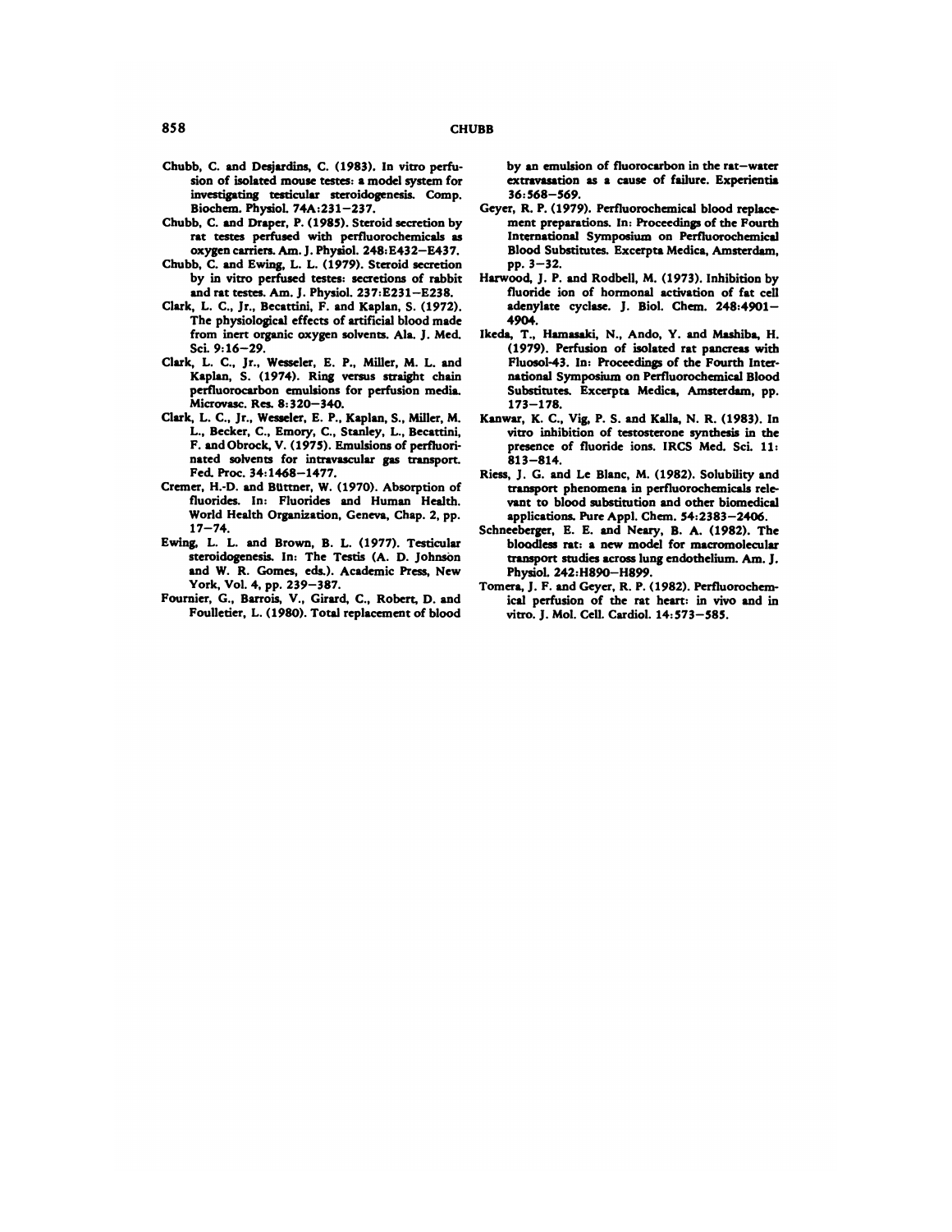Chubb, C. and Desjardins, C. (1983). In vitro perfusion of isolated mouse testes: a model system for investigating testicular steroidogenesis. Comp. Biochem. Physiol. 74A:231–237.

Chubb, C. and Draper, P. (1985). Steroid secretion by rat testes perfused with perfluorochemicals as oxygen carriers. Am. J. Physiol. 248:E432–E437.

Chubb, C. and Ewing, L. L. (1979). Steroid secretion by in vitro perfused testes: secretions of rabbit and rat testes. Am. J. Physiol. 237:E231–E238.

Clark, L. C., Jr., Becattini, F. and Kaplan, S. (1972). The physiological effects of artificial blood made from inert organic oxygen solvents. Ala. J. Med. Sci. 9:16–29.

Clark, L. C., Jr., Wesseler, E. P., Miller, M. L. and Kaplan, S. (1974). Ring versus straight chain perfluorocarbon emulsions for perfusion media. Microvasc. Res. 8:320–340.

Clark, L. C., Jr., Wesseler, E. P., Kaplan, S., Miller, M. L., Becker, C., Emory, C., Stanley, L., Becattini, F. and Obrock, V. (1975). Emulsions of perfluorinated solvents for intravascular gas transport. Fed. Proc. 34:1468–1477.

Cremer, H.-D. and Büttner, W. (1970). Absorption of fluorides. In: Fluorides and Human Health. World Health Organization, Geneva, Chap. 2, pp. 17–74.

Ewing, L. L. and Brown, B. L. (1977). Testicular steroidogenesis. In: The Testis (A. D. Johnson and W. R. Gomes, eds.). Academic Press, New York, Vol. 4, pp. 239–387.

Fournier, G., Barrois, V., Girard, C., Robert, D. and Foulletier, L. (1980). Total replacement of blood by an emulsion of fluorocarbon in the rat–water extravasation as a cause of failure. Experientia 36:568–569.

Geyer, R. P. (1979). Perfluorochemical blood replacement preparations. In: Proceedings of the Fourth International Symposium on Perfluorochemical Blood Substitutes. Excerpta Medica, Amsterdam, pp. 3–32.

Harwood, J. P. and Rodbell, M. (1973). Inhibition by fluoride ion of hormonal activation of fat cell adenylate cyclase. J. Biol. Chem. 248:4901–4904.

Ikeda, T., Hamasaki, N., Ando, Y. and Mashiba, H. (1979). Perfusion of isolated rat pancreas with Fluosol-43. In: Proceedings of the Fourth International Symposium on Perfluorochemical Blood Substitutes. Excerpta Medica, Amsterdam, pp. 173–178.

Kanwar, K. C., Vig, P. S. and Kalla, N. R. (1983). In vitro inhibition of testosterone synthesis in the presence of fluoride ions. IRCS Med. Sci. 11: 813–814.

Riess, J. G. and Le Blanc, M. (1982). Solubility and transport phenomena in perfluorochemicals relevant to blood substitution and other biomedical applications. Pure Appl. Chem. 54:2383–2406.

Schneeberger, E. E. and Neary, B. A. (1982). The bloodless rat: a new model for macromolecular transport studies across lung endothelium. Am. J. Physiol. 242:H890–H899.

Tomera, J. F. and Geyer, R. P. (1982). Perfluorochemical perfusion of the rat heart: in vivo and in vitro. J. Mol. Cell. Cardiol. 14:573–585.